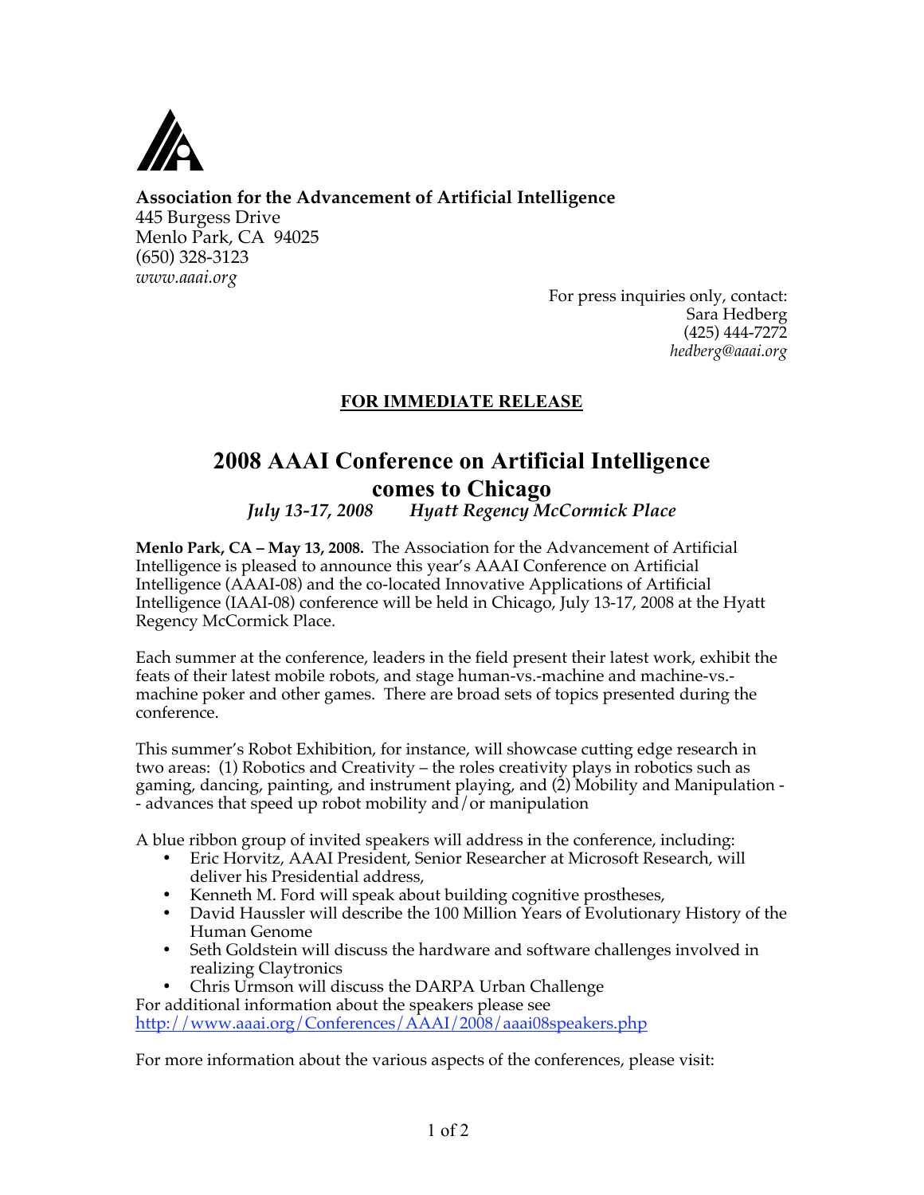**Association for the Advancement of Artificial Intelligence**
445 Burgess Drive
Menlo Park, CA 94025
(650) 328-3123
*www.aaai.org*

For press inquiries only, contact:
Sara Hedberg
(425) 444-7272
*hedberg@aaai.org*

**FOR IMMEDIATE RELEASE**

# 2008 AAAI Conference on Artificial Intelligence comes to Chicago

*July 13-17, 2008 Hyatt Regency McCormick Place*

**Menlo Park, CA – May 13, 2008.** The Association for the Advancement of Artificial Intelligence is pleased to announce this year's AAAI Conference on Artificial Intelligence (AAAI-08) and the co-located Innovative Applications of Artificial Intelligence (IAAI-08) conference will be held in Chicago, July 13-17, 2008 at the Hyatt Regency McCormick Place.

Each summer at the conference, leaders in the field present their latest work, exhibit the feats of their latest mobile robots, and stage human-vs.-machine and machine-vs.-machine poker and other games. There are broad sets of topics presented during the conference.

This summer's Robot Exhibition, for instance, will showcase cutting edge research in two areas: (1) Robotics and Creativity – the roles creativity plays in robotics such as gaming, dancing, painting, and instrument playing, and (2) Mobility and Manipulation -- advances that speed up robot mobility and/or manipulation

A blue ribbon group of invited speakers will address in the conference, including:

- Eric Horvitz, AAAI President, Senior Researcher at Microsoft Research, will deliver his Presidential address,
- Kenneth M. Ford will speak about building cognitive prostheses,
- David Haussler will describe the 100 Million Years of Evolutionary History of the Human Genome
- Seth Goldstein will discuss the hardware and software challenges involved in realizing Claytronics
- Chris Urmson will discuss the DARPA Urban Challenge

For additional information about the speakers please see
http://www.aaai.org/Conferences/AAAI/2008/aaai08speakers.php

For more information about the various aspects of the conferences, please visit: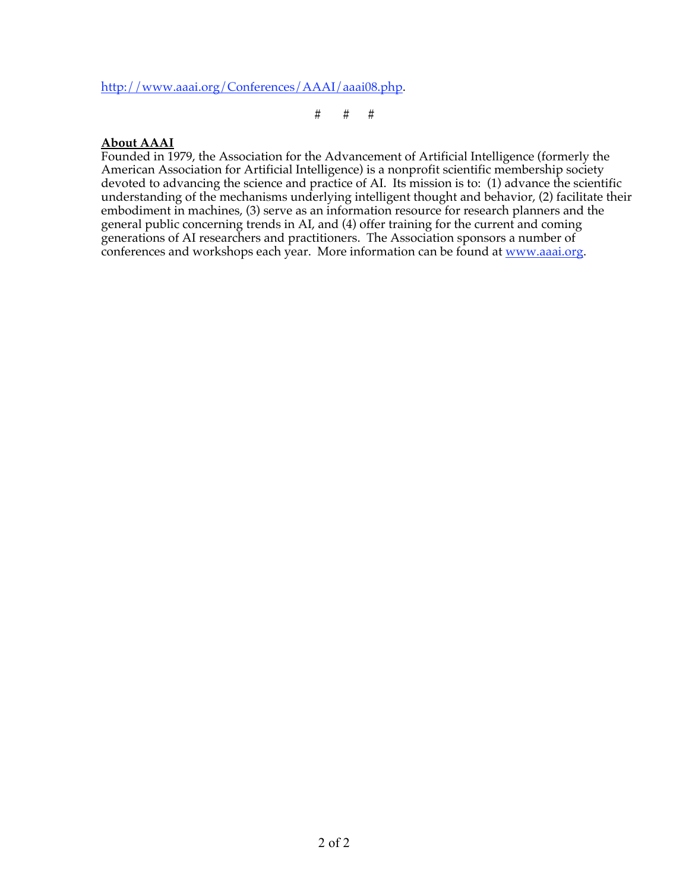http://www.aaai.org/Conferences/AAAI/aaai08.php.

# # #

**About AAAI**

Founded in 1979, the Association for the Advancement of Artificial Intelligence (formerly the American Association for Artificial Intelligence) is a nonprofit scientific membership society devoted to advancing the science and practice of AI. Its mission is to: (1) advance the scientific understanding of the mechanisms underlying intelligent thought and behavior, (2) facilitate their embodiment in machines, (3) serve as an information resource for research planners and the general public concerning trends in AI, and (4) offer training for the current and coming generations of AI researchers and practitioners. The Association sponsors a number of conferences and workshops each year. More information can be found at www.aaai.org.